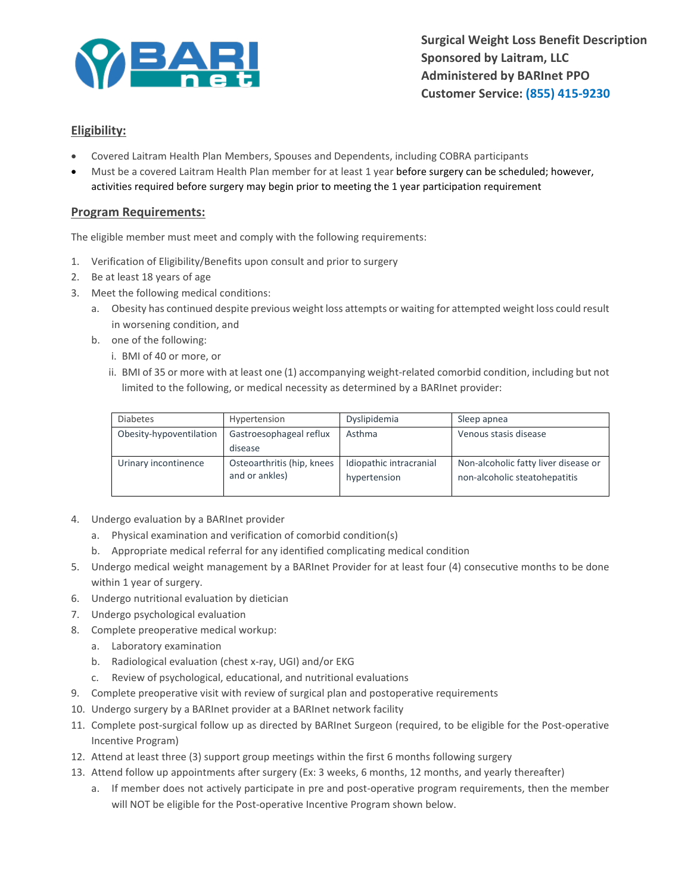**Surgical Weight Loss Benefit Description**
**Sponsored by Laitram, LLC**
**Administered by BARInet PPO**
**Customer Service: (855) 415-9230**

## Eligibility:

- Covered Laitram Health Plan Members, Spouses and Dependents, including COBRA participants
- Must be a covered Laitram Health Plan member for at least 1 year before surgery can be scheduled; however, activities required before surgery may begin prior to meeting the 1 year participation requirement

## Program Requirements:

The eligible member must meet and comply with the following requirements:

1. Verification of Eligibility/Benefits upon consult and prior to surgery
2. Be at least 18 years of age
3. Meet the following medical conditions:
   a. Obesity has continued despite previous weight loss attempts or waiting for attempted weight loss could result in worsening condition, and
   b. one of the following:
      i. BMI of 40 or more, or
      ii. BMI of 35 or more with at least one (1) accompanying weight-related comorbid condition, including but not limited to the following, or medical necessity as determined by a BARInet provider:

| Diabetes | Hypertension | Dyslipidemia | Sleep apnea |
|---|---|---|---|
| Obesity-hypoventilation | Gastroesophageal reflux disease | Asthma | Venous stasis disease |
| Urinary incontinence | Osteoarthritis (hip, knees and or ankles) | Idiopathic intracranial hypertension | Non-alcoholic fatty liver disease or non-alcoholic steatohepatitis |

4. Undergo evaluation by a BARInet provider
   a. Physical examination and verification of comorbid condition(s)
   b. Appropriate medical referral for any identified complicating medical condition
5. Undergo medical weight management by a BARInet Provider for at least four (4) consecutive months to be done within 1 year of surgery.
6. Undergo nutritional evaluation by dietician
7. Undergo psychological evaluation
8. Complete preoperative medical workup:
   a. Laboratory examination
   b. Radiological evaluation (chest x-ray, UGI) and/or EKG
   c. Review of psychological, educational, and nutritional evaluations
9. Complete preoperative visit with review of surgical plan and postoperative requirements
10. Undergo surgery by a BARInet provider at a BARInet network facility
11. Complete post-surgical follow up as directed by BARInet Surgeon (required, to be eligible for the Post-operative Incentive Program)
12. Attend at least three (3) support group meetings within the first 6 months following surgery
13. Attend follow up appointments after surgery (Ex: 3 weeks, 6 months, 12 months, and yearly thereafter)
    a. If member does not actively participate in pre and post-operative program requirements, then the member will NOT be eligible for the Post-operative Incentive Program shown below.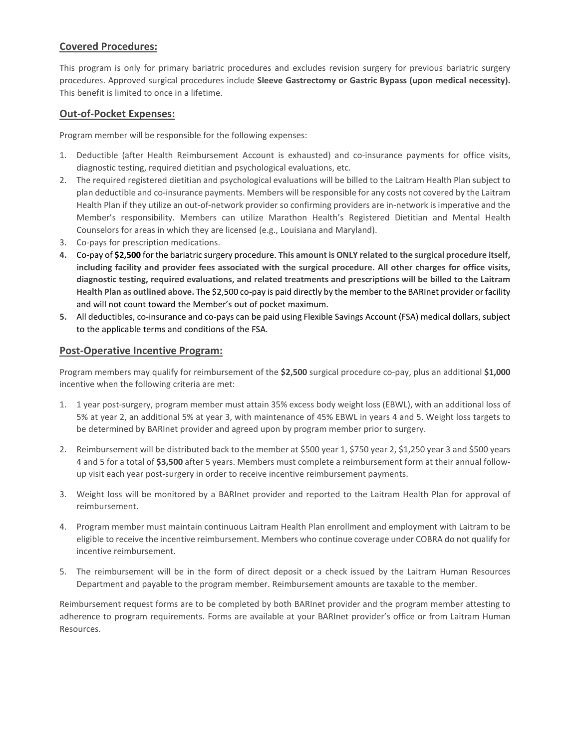## Covered Procedures:

This program is only for primary bariatric procedures and excludes revision surgery for previous bariatric surgery procedures. Approved surgical procedures include **Sleeve Gastrectomy or Gastric Bypass (upon medical necessity).** This benefit is limited to once in a lifetime.

## Out-of-Pocket Expenses:

Program member will be responsible for the following expenses:

1. Deductible (after Health Reimbursement Account is exhausted) and co-insurance payments for office visits, diagnostic testing, required dietitian and psychological evaluations, etc.
2. The required registered dietitian and psychological evaluations will be billed to the Laitram Health Plan subject to plan deductible and co-insurance payments. Members will be responsible for any costs not covered by the Laitram Health Plan if they utilize an out-of-network provider so confirming providers are in-network is imperative and the Member's responsibility. Members can utilize Marathon Health's Registered Dietitian and Mental Health Counselors for areas in which they are licensed (e.g., Louisiana and Maryland).
3. Co-pays for prescription medications.
4. Co-pay of **$2,500** for the bariatric surgery procedure. **This amount is ONLY related to the surgical procedure itself, including facility and provider fees associated with the surgical procedure. All other charges for office visits, diagnostic testing, required evaluations, and related treatments and prescriptions will be billed to the Laitram Health Plan as outlined above.** The $2,500 co-pay is paid directly by the member to the BARInet provider or facility and will not count toward the Member's out of pocket maximum.
5. All deductibles, co-insurance and co-pays can be paid using Flexible Savings Account (FSA) medical dollars, subject to the applicable terms and conditions of the FSA.

## Post-Operative Incentive Program:

Program members may qualify for reimbursement of the **$2,500** surgical procedure co-pay, plus an additional **$1,000** incentive when the following criteria are met:

1. 1 year post-surgery, program member must attain 35% excess body weight loss (EBWL), with an additional loss of 5% at year 2, an additional 5% at year 3, with maintenance of 45% EBWL in years 4 and 5. Weight loss targets to be determined by BARInet provider and agreed upon by program member prior to surgery.

2. Reimbursement will be distributed back to the member at $500 year 1, $750 year 2, $1,250 year 3 and $500 years 4 and 5 for a total of **$3,500** after 5 years. Members must complete a reimbursement form at their annual follow-up visit each year post-surgery in order to receive incentive reimbursement payments.

3. Weight loss will be monitored by a BARInet provider and reported to the Laitram Health Plan for approval of reimbursement.

4. Program member must maintain continuous Laitram Health Plan enrollment and employment with Laitram to be eligible to receive the incentive reimbursement. Members who continue coverage under COBRA do not qualify for incentive reimbursement.

5. The reimbursement will be in the form of direct deposit or a check issued by the Laitram Human Resources Department and payable to the program member. Reimbursement amounts are taxable to the member.

Reimbursement request forms are to be completed by both BARInet provider and the program member attesting to adherence to program requirements. Forms are available at your BARInet provider's office or from Laitram Human Resources.